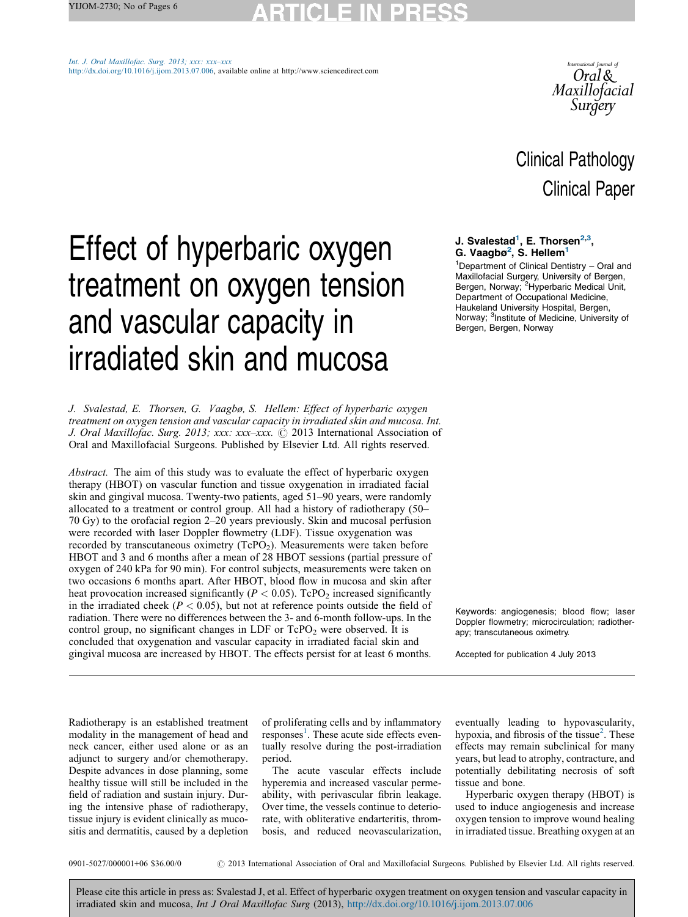Clinical Pathology
Clinical Paper

# Effect of hyperbaric oxygen treatment on oxygen tension and vascular capacity in irradiated skin and mucosa

**J. Svalestad[1], E. Thorsen[2,3], G. Vaagbø[2], S. Hellem[1]**

[1]Department of Clinical Dentistry – Oral and Maxillofacial Surgery, University of Bergen, Bergen, Norway; [2]Hyperbaric Medical Unit, Department of Occupational Medicine, Haukeland University Hospital, Bergen, Norway; [3]Institute of Medicine, University of Bergen, Bergen, Norway

*J. Svalestad, E. Thorsen, G. Vaagbø, S. Hellem: Effect of hyperbaric oxygen treatment on oxygen tension and vascular capacity in irradiated skin and mucosa. Int. J. Oral Maxillofac. Surg. 2013; xxx: xxx–xxx.* © 2013 International Association of Oral and Maxillofacial Surgeons. Published by Elsevier Ltd. All rights reserved.

*Abstract.* The aim of this study was to evaluate the effect of hyperbaric oxygen therapy (HBOT) on vascular function and tissue oxygenation in irradiated facial skin and gingival mucosa. Twenty-two patients, aged 51–90 years, were randomly allocated to a treatment or control group. All had a history of radiotherapy (50–70 Gy) to the orofacial region 2–20 years previously. Skin and mucosal perfusion were recorded with laser Doppler flowmetry (LDF). Tissue oxygenation was recorded by transcutaneous oximetry ($TcPO_2$). Measurements were taken before HBOT and 3 and 6 months after a mean of 28 HBOT sessions (partial pressure of oxygen of 240 kPa for 90 min). For control subjects, measurements were taken on two occasions 6 months apart. After HBOT, blood flow in mucosa and skin after heat provocation increased significantly ($P < 0.05$). $TcPO_2$ increased significantly in the irradiated cheek ($P < 0.05$), but not at reference points outside the field of radiation. There were no differences between the 3- and 6-month follow-ups. In the control group, no significant changes in LDF or $TcPO_2$ were observed. It is concluded that oxygenation and vascular capacity in irradiated facial skin and gingival mucosa are increased by HBOT. The effects persist for at least 6 months.

Keywords: angiogenesis; blood flow; laser Doppler flowmetry; microcirculation; radiotherapy; transcutaneous oximetry.

Accepted for publication 4 July 2013

Radiotherapy is an established treatment modality in the management of head and neck cancer, either used alone or as an adjunct to surgery and/or chemotherapy. Despite advances in dose planning, some healthy tissue will still be included in the field of radiation and sustain injury. During the intensive phase of radiotherapy, tissue injury is evident clinically as mucositis and dermatitis, caused by a depletion of proliferating cells and by inflammatory responses[1]. These acute side effects eventually resolve during the post-irradiation period.

The acute vascular effects include hyperemia and increased vascular permeability, with perivascular fibrin leakage. Over time, the vessels continue to deteriorate, with obliterative endarteritis, thrombosis, and reduced neovascularization, eventually leading to hypovascularity, hypoxia, and fibrosis of the tissue[2]. These effects may remain subclinical for many years, but lead to atrophy, contracture, and potentially debilitating necrosis of soft tissue and bone.

Hyperbaric oxygen therapy (HBOT) is used to induce angiogenesis and increase oxygen tension to improve wound healing in irradiated tissue. Breathing oxygen at an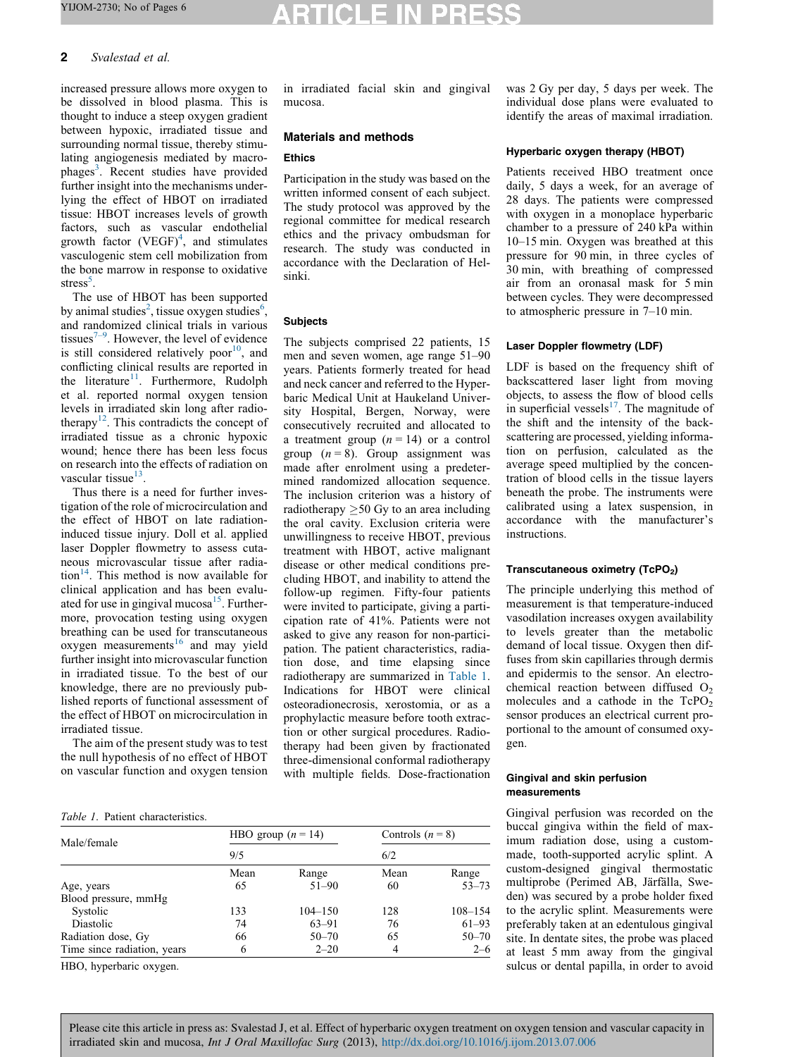increased pressure allows more oxygen to be dissolved in blood plasma. This is thought to induce a steep oxygen gradient between hypoxic, irradiated tissue and surrounding normal tissue, thereby stimulating angiogenesis mediated by macrophages[3]. Recent studies have provided further insight into the mechanisms underlying the effect of HBOT on irradiated tissue: HBOT increases levels of growth factors, such as vascular endothelial growth factor (VEGF)[4], and stimulates vasculogenic stem cell mobilization from the bone marrow in response to oxidative stress[5].

The use of HBOT has been supported by animal studies[2], tissue oxygen studies[6], and randomized clinical trials in various tissues[7–9]. However, the level of evidence is still considered relatively poor[10], and conflicting clinical results are reported in the literature[11]. Furthermore, Rudolph et al. reported normal oxygen tension levels in irradiated skin long after radiotherapy[12]. This contradicts the concept of irradiated tissue as a chronic hypoxic wound; hence there has been less focus on research into the effects of radiation on vascular tissue[13].

Thus there is a need for further investigation of the role of microcirculation and the effect of HBOT on late radiation-induced tissue injury. Doll et al. applied laser Doppler flowmetry to assess cutaneous microvascular tissue after radiation[14]. This method is now available for clinical application and has been evaluated for use in gingival mucosa[15]. Furthermore, provocation testing using oxygen breathing can be used for transcutaneous oxygen measurements[16] and may yield further insight into microvascular function in irradiated tissue. To the best of our knowledge, there are no previously published reports of functional assessment of the effect of HBOT on microcirculation in irradiated tissue.

The aim of the present study was to test the null hypothesis of no effect of HBOT on vascular function and oxygen tension in irradiated facial skin and gingival mucosa.

## Materials and methods

### Ethics

Participation in the study was based on the written informed consent of each subject. The study protocol was approved by the regional committee for medical research ethics and the privacy ombudsman for research. The study was conducted in accordance with the Declaration of Helsinki.

### Subjects

The subjects comprised 22 patients, 15 men and seven women, age range 51–90 years. Patients formerly treated for head and neck cancer and referred to the Hyperbaric Medical Unit at Haukeland University Hospital, Bergen, Norway, were consecutively recruited and allocated to a treatment group ($n = 14$) or a control group ($n = 8$). Group assignment was made after enrolment using a predetermined randomized allocation sequence. The inclusion criterion was a history of radiotherapy $\geq$50 Gy to an area including the oral cavity. Exclusion criteria were unwillingness to receive HBOT, previous treatment with HBOT, active malignant disease or other medical conditions precluding HBOT, and inability to attend the follow-up regimen. Fifty-four patients were invited to participate, giving a participation rate of 41%. Patients were not asked to give any reason for non-participation. The patient characteristics, radiation dose, and time elapsing since radiotherapy are summarized in Table 1. Indications for HBOT were clinical osteoradionecrosis, xerostomia, or as a prophylactic measure before tooth extraction or other surgical procedures. Radiotherapy had been given by fractionated three-dimensional conformal radiotherapy with multiple fields. Dose-fractionation was 2 Gy per day, 5 days per week. The individual dose plans were evaluated to identify the areas of maximal irradiation.

*Table 1*. Patient characteristics.

| Male/female | HBO group ($n = 14$) | | Controls ($n = 8$) | |
|---|---|---|---|---|
| | 9/5 | | 6/2 | |
| | Mean | Range | Mean | Range |
| Age, years | 65 | 51–90 | 60 | 53–73 |
| Blood pressure, mmHg | | | | |
| Systolic | 133 | 104–150 | 128 | 108–154 |
| Diastolic | 74 | 63–91 | 76 | 61–93 |
| Radiation dose, Gy | 66 | 50–70 | 65 | 50–70 |
| Time since radiation, years | 6 | 2–20 | 4 | 2–6 |

HBO, hyperbaric oxygen.

### Hyperbaric oxygen therapy (HBOT)

Patients received HBO treatment once daily, 5 days a week, for an average of 28 days. The patients were compressed with oxygen in a monoplace hyperbaric chamber to a pressure of 240 kPa within 10–15 min. Oxygen was breathed at this pressure for 90 min, in three cycles of 30 min, with breathing of compressed air from an oronasal mask for 5 min between cycles. They were decompressed to atmospheric pressure in 7–10 min.

### Laser Doppler flowmetry (LDF)

LDF is based on the frequency shift of backscattered laser light from moving objects, to assess the flow of blood cells in superficial vessels[17]. The magnitude of the shift and the intensity of the backscattering are processed, yielding information on perfusion, calculated as the average speed multiplied by the concentration of blood cells in the tissue layers beneath the probe. The instruments were calibrated using a latex suspension, in accordance with the manufacturer's instructions.

### Transcutaneous oximetry ($TcPO_2$)

The principle underlying this method of measurement is that temperature-induced vasodilation increases oxygen availability to levels greater than the metabolic demand of local tissue. Oxygen then diffuses from skin capillaries through dermis and epidermis to the sensor. An electrochemical reaction between diffused $O_2$ molecules and a cathode in the $TcPO_2$ sensor produces an electrical current proportional to the amount of consumed oxygen.

### Gingival and skin perfusion measurements

Gingival perfusion was recorded on the buccal gingiva within the field of maximum radiation dose, using a custom-made, tooth-supported acrylic splint. A custom-designed gingival thermostatic multiprobe (Perimed AB, Järfälla, Sweden) was secured by a probe holder fixed to the acrylic splint. Measurements were preferably taken at an edentulous gingival site. In dentate sites, the probe was placed at least 5 mm away from the gingival sulcus or dental papilla, in order to avoid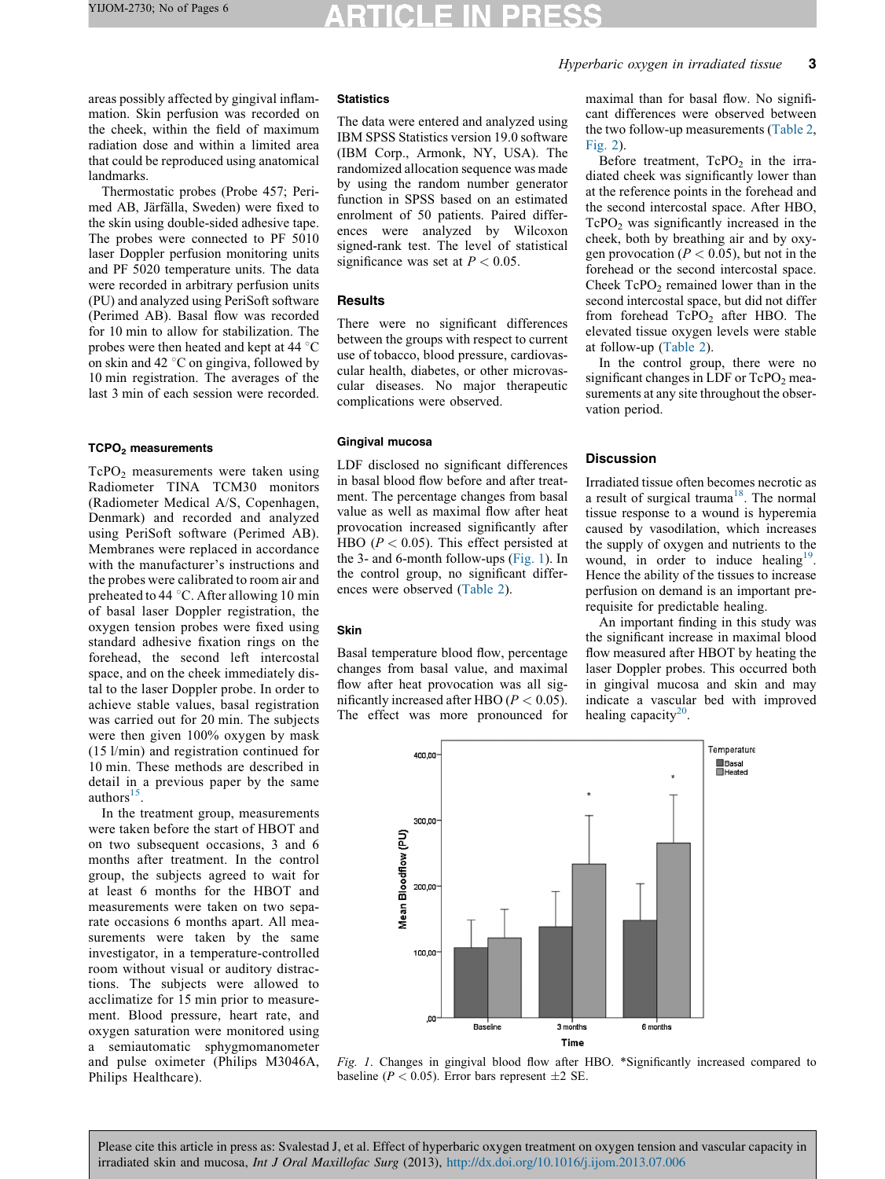areas possibly affected by gingival inflammation. Skin perfusion was recorded on the cheek, within the field of maximum radiation dose and within a limited area that could be reproduced using anatomical landmarks.

Thermostatic probes (Probe 457; Perimed AB, Järfälla, Sweden) were fixed to the skin using double-sided adhesive tape. The probes were connected to PF 5010 laser Doppler perfusion monitoring units and PF 5020 temperature units. The data were recorded in arbitrary perfusion units (PU) and analyzed using PeriSoft software (Perimed AB). Basal flow was recorded for 10 min to allow for stabilization. The probes were then heated and kept at 44 °C on skin and 42 °C on gingiva, followed by 10 min registration. The averages of the last 3 min of each session were recorded.

### $TcPO_2$ measurements

$TcPO_2$ measurements were taken using Radiometer TINA TCM30 monitors (Radiometer Medical A/S, Copenhagen, Denmark) and recorded and analyzed using PeriSoft software (Perimed AB). Membranes were replaced in accordance with the manufacturer's instructions and the probes were calibrated to room air and preheated to 44 °C. After allowing 10 min of basal laser Doppler registration, the oxygen tension probes were fixed using standard adhesive fixation rings on the forehead, the second left intercostal space, and on the cheek immediately distal to the laser Doppler probe. In order to achieve stable values, basal registration was carried out for 20 min. The subjects were then given 100% oxygen by mask (15 l/min) and registration continued for 10 min. These methods are described in detail in a previous paper by the same authors[15].

In the treatment group, measurements were taken before the start of HBOT and on two subsequent occasions, 3 and 6 months after treatment. In the control group, the subjects agreed to wait for at least 6 months for the HBOT and measurements were taken on two separate occasions 6 months apart. All measurements were taken by the same investigator, in a temperature-controlled room without visual or auditory distractions. The subjects were allowed to acclimatize for 15 min prior to measurement. Blood pressure, heart rate, and oxygen saturation were monitored using a semiautomatic sphygmomanometer and pulse oximeter (Philips M3046A, Philips Healthcare).

### Statistics

The data were entered and analyzed using IBM SPSS Statistics version 19.0 software (IBM Corp., Armonk, NY, USA). The randomized allocation sequence was made by using the random number generator function in SPSS based on an estimated enrolment of 50 patients. Paired differences were analyzed by Wilcoxon signed-rank test. The level of statistical significance was set at $P < 0.05$.

## Results

There were no significant differences between the groups with respect to current use of tobacco, blood pressure, cardiovascular health, diabetes, or other microvascular diseases. No major therapeutic complications were observed.

### Gingival mucosa

LDF disclosed no significant differences in basal blood flow before and after treatment. The percentage changes from basal value as well as maximal flow after heat provocation increased significantly after HBO ($P < 0.05$). This effect persisted at the 3- and 6-month follow-ups (Fig. 1). In the control group, no significant differences were observed (Table 2).

### Skin

Basal temperature blood flow, percentage changes from basal value, and maximal flow after heat provocation was all significantly increased after HBO ($P < 0.05$). The effect was more pronounced for maximal than for basal flow. No significant differences were observed between the two follow-up measurements (Table 2, Fig. 2).

Before treatment, $TcPO_2$ in the irradiated cheek was significantly lower than at the reference points in the forehead and the second intercostal space. After HBO, $TcPO_2$ was significantly increased in the cheek, both by breathing air and by oxygen provocation ($P < 0.05$), but not in the forehead or the second intercostal space. Cheek $TcPO_2$ remained lower than in the second intercostal space, but did not differ from forehead $TcPO_2$ after HBO. The elevated tissue oxygen levels were stable at follow-up (Table 2).

In the control group, there were no significant changes in LDF or $TcPO_2$ measurements at any site throughout the observation period.

## Discussion

Irradiated tissue often becomes necrotic as a result of surgical trauma[18]. The normal tissue response to a wound is hyperemia caused by vasodilation, which increases the supply of oxygen and nutrients to the wound, in order to induce healing[19]. Hence the ability of the tissues to increase perfusion on demand is an important prerequisite for predictable healing.

An important finding in this study was the significant increase in maximal blood flow measured after HBOT by heating the laser Doppler probes. This occurred both in gingival mucosa and skin and may indicate a vascular bed with improved healing capacity[20].

*Fig. 1.* Changes in gingival blood flow after HBO. *Significantly increased compared to baseline ($P < 0.05$). Error bars represent ±2 SE.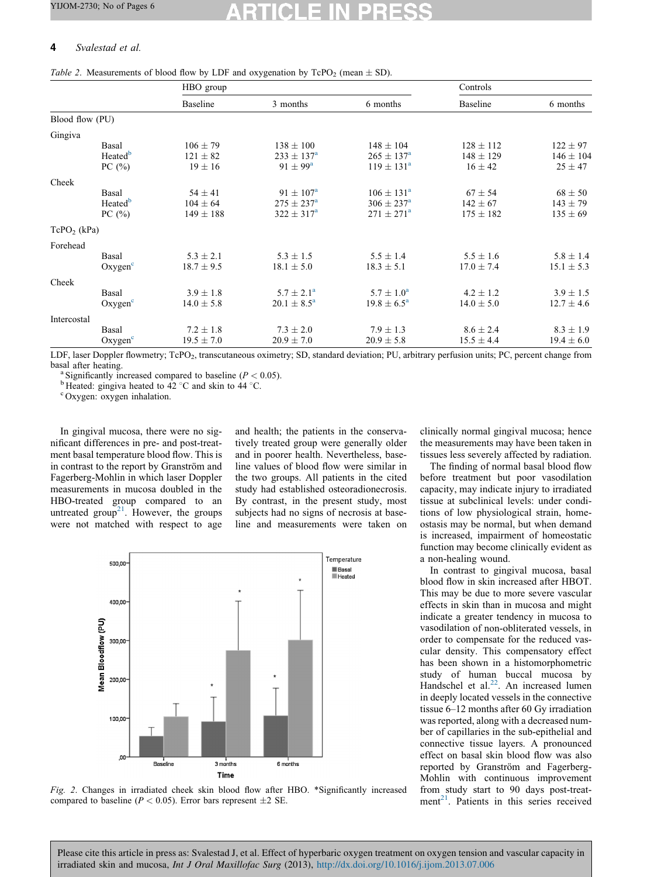*Table 2*. Measurements of blood flow by LDF and oxygenation by $TcPO_2$ (mean ± SD).

| | | HBO group | | | Controls | |
|---|---|---|---|---|---|---|
| | | Baseline | 3 months | 6 months | Baseline | 6 months |
| Blood flow (PU) | | | | | | |
| Gingiva | | | | | | |
| | Basal | 106 ± 79 | 138 ± 100 | 148 ± 104 | 128 ± 112 | 122 ± 97 |
| | Heated[b] | 121 ± 82 | 233 ± 137[a] | 265 ± 137[a] | 148 ± 129 | 146 ± 104 |
| | PC (%) | 19 ± 16 | 91 ± 99[a] | 119 ± 131[a] | 16 ± 42 | 25 ± 47 |
| Cheek | | | | | | |
| | Basal | 54 ± 41 | 91 ± 107[a] | 106 ± 131[a] | 67 ± 54 | 68 ± 50 |
| | Heated[b] | 104 ± 64 | 275 ± 237[a] | 306 ± 237[a] | 142 ± 67 | 143 ± 79 |
| | PC (%) | 149 ± 188 | 322 ± 317[a] | 271 ± 271[a] | 175 ± 182 | 135 ± 69 |
| $TcPO_2$ (kPa) | | | | | | |
| Forehead | | | | | | |
| | Basal | 5.3 ± 2.1 | 5.3 ± 1.5 | 5.5 ± 1.4 | 5.5 ± 1.6 | 5.8 ± 1.4 |
| | Oxygen[c] | 18.7 ± 9.5 | 18.1 ± 5.0 | 18.3 ± 5.1 | 17.0 ± 7.4 | 15.1 ± 5.3 |
| Cheek | | | | | | |
| | Basal | 3.9 ± 1.8 | 5.7 ± 2.1[a] | 5.7 ± 1.0[a] | 4.2 ± 1.2 | 3.9 ± 1.5 |
| | Oxygen[c] | 14.0 ± 5.8 | 20.1 ± 8.5[a] | 19.8 ± 6.5[a] | 14.0 ± 5.0 | 12.7 ± 4.6 |
| Intercostal | | | | | | |
| | Basal | 7.2 ± 1.8 | 7.3 ± 2.0 | 7.9 ± 1.3 | 8.6 ± 2.4 | 8.3 ± 1.9 |
| | Oxygen[c] | 19.5 ± 7.0 | 20.9 ± 7.0 | 20.9 ± 5.8 | 15.5 ± 4.4 | 19.4 ± 6.0 |

LDF, laser Doppler flowmetry; $TcPO_2$, transcutaneous oximetry; SD, standard deviation; PU, arbitrary perfusion units; PC, percent change from basal after heating.
[a] Significantly increased compared to baseline ($P < 0.05$).
[b] Heated: gingiva heated to 42 °C and skin to 44 °C.
[c] Oxygen: oxygen inhalation.

In gingival mucosa, there were no significant differences in pre- and post-treatment basal temperature blood flow. This is in contrast to the report by Granström and Fagerberg-Mohlin in which laser Doppler measurements in mucosa doubled in the HBO-treated group compared to an untreated group[21]. However, the groups were not matched with respect to age and health; the patients in the conservatively treated group were generally older and in poorer health. Nevertheless, baseline values of blood flow were similar in the two groups. All patients in the cited study had established osteoradionecrosis. By contrast, in the present study, most subjects had no signs of necrosis at baseline and measurements were taken on clinically normal gingival mucosa; hence the measurements may have been taken in tissues less severely affected by radiation.

The finding of normal basal blood flow before treatment but poor vasodilation capacity, may indicate injury to irradiated tissue at subclinical levels: under conditions of low physiological strain, homeostasis may be normal, but when demand is increased, impairment of homeostatic function may become clinically evident as a non-healing wound.

In contrast to gingival mucosa, basal blood flow in skin increased after HBOT. This may be due to more severe vascular effects in skin than in mucosa and might indicate a greater tendency in mucosa to vasodilation of non-obliterated vessels, in order to compensate for the reduced vascular density. This compensatory effect has been shown in a histomorphometric study of human buccal mucosa by Handschel et al.[22]. An increased lumen in deeply located vessels in the connective tissue 6–12 months after 60 Gy irradiation was reported, along with a decreased number of capillaries in the sub-epithelial and connective tissue layers. A pronounced effect on basal skin blood flow was also reported by Granström and Fagerberg-Mohlin with continuous improvement from study start to 90 days post-treatment[21]. Patients in this series received

*Fig. 2*. Changes in irradiated cheek skin blood flow after HBO. *Significantly increased compared to baseline ($P < 0.05$). Error bars represent ±2 SE.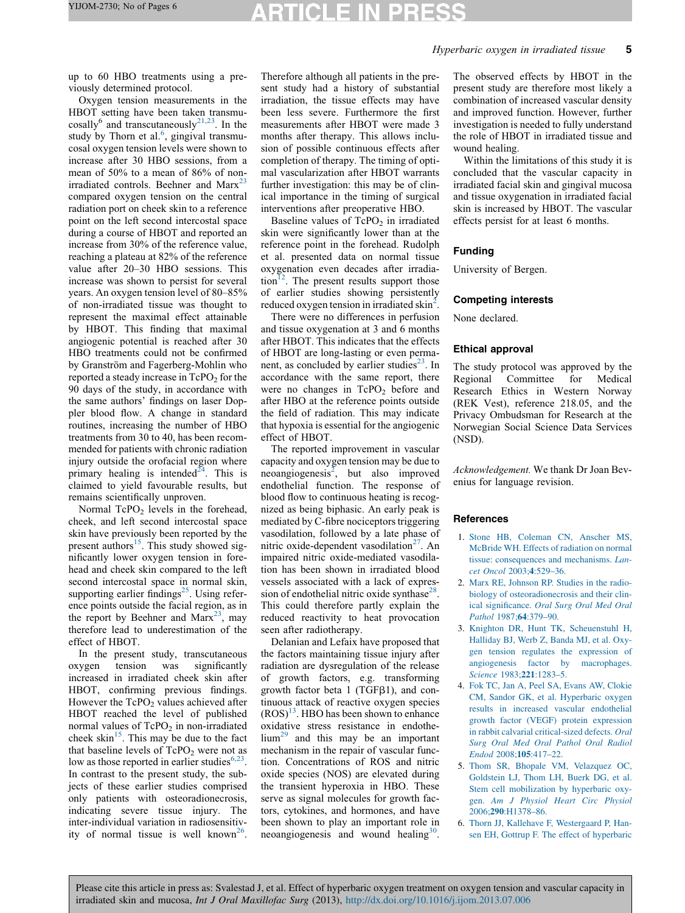up to 60 HBO treatments using a previously determined protocol.

Oxygen tension measurements in the HBOT setting have been taken transmucosally[6] and transcutaneously[21,23]. In the study by Thorn et al.[6], gingival transmucosal oxygen tension levels were shown to increase after 30 HBO sessions, from a mean of 50% to a mean of 86% of non-irradiated controls. Beehner and Marx[23] compared oxygen tension on the central radiation port on cheek skin to a reference point on the left second intercostal space during a course of HBOT and reported an increase from 30% of the reference value, reaching a plateau at 82% of the reference value after 20–30 HBO sessions. This increase was shown to persist for several years. An oxygen tension level of 80–85% of non-irradiated tissue was thought to represent the maximal effect attainable by HBOT. This finding that maximal angiogenic potential is reached after 30 HBO treatments could not be confirmed by Granström and Fagerberg-Mohlin who reported a steady increase in $TcPO_2$ for the 90 days of the study, in accordance with the same authors' findings on laser Doppler blood flow. A change in standard routines, increasing the number of HBO treatments from 30 to 40, has been recommended for patients with chronic radiation injury outside the orofacial region where primary healing is intended[24]. This is claimed to yield favourable results, but remains scientifically unproven.

Normal $TcPO_2$ levels in the forehead, cheek, and left second intercostal space skin have previously been reported by the present authors[15]. This study showed significantly lower oxygen tension in forehead and cheek skin compared to the left second intercostal space in normal skin, supporting earlier findings[25]. Using reference points outside the facial region, as in the report by Beehner and Marx[23], may therefore lead to underestimation of the effect of HBOT.

In the present study, transcutaneous oxygen tension was significantly increased in irradiated cheek skin after HBOT, confirming previous findings. However the $TcPO_2$ values achieved after HBOT reached the level of published normal values of $TcPO_2$ in non-irradiated cheek skin[15]. This may be due to the fact that baseline levels of $TcPO_2$ were not as low as those reported in earlier studies[6,23]. In contrast to the present study, the subjects of these earlier studies comprised only patients with osteoradionecrosis, indicating severe tissue injury. The inter-individual variation in radiosensitivity of normal tissue is well known[26]. Therefore although all patients in the present study had a history of substantial irradiation, the tissue effects may have been less severe. Furthermore the first measurements after HBOT were made 3 months after therapy. This allows inclusion of possible continuous effects after completion of therapy. The timing of optimal vascularization after HBOT warrants further investigation: this may be of clinical importance in the timing of surgical interventions after preoperative HBO.

Baseline values of $TcPO_2$ in irradiated skin were significantly lower than at the reference point in the forehead. Rudolph et al. presented data on normal tissue oxygenation even decades after irradiation[12]. The present results support those of earlier studies showing persistently reduced oxygen tension in irradiated skin[2].

There were no differences in perfusion and tissue oxygenation at 3 and 6 months after HBOT. This indicates that the effects of HBOT are long-lasting or even permanent, as concluded by earlier studies[23]. In accordance with the same report, there were no changes in $TcPO_2$ before and after HBO at the reference points outside the field of radiation. This may indicate that hypoxia is essential for the angiogenic effect of HBOT.

The reported improvement in vascular capacity and oxygen tension may be due to neoangiogenesis[2], but also improved endothelial function. The response of blood flow to continuous heating is recognized as being biphasic. An early peak is mediated by C-fibre nociceptors triggering vasodilation, followed by a late phase of nitric oxide-dependent vasodilation[27]. An impaired nitric oxide-mediated vasodilatation has been shown in irradiated blood vessels associated with a lack of expression of endothelial nitric oxide synthase[28]. This could therefore partly explain the reduced reactivity to heat provocation seen after radiotherapy.

Delanian and Lefaix have proposed that the factors maintaining tissue injury after radiation are dysregulation of the release of growth factors, e.g. transforming growth factor beta 1 (TGFβ1), and continuous attack of reactive oxygen species (ROS)[13]. HBO has been shown to enhance oxidative stress resistance in endothelium[29] and this may be an important mechanism in the repair of vascular function. Concentrations of ROS and nitric oxide species (NOS) are elevated during the transient hyperoxia in HBO. These serve as signal molecules for growth factors, cytokines, and hormones, and have been shown to play an important role in neoangiogenesis and wound healing[30]. The observed effects by HBOT in the present study are therefore most likely a combination of increased vascular density and improved function. However, further investigation is needed to fully understand the role of HBOT in irradiated tissue and wound healing.

Within the limitations of this study it is concluded that the vascular capacity in irradiated facial skin and gingival mucosa and tissue oxygenation in irradiated facial skin is increased by HBOT. The vascular effects persist for at least 6 months.

## Funding

University of Bergen.

## Competing interests

None declared.

## Ethical approval

The study protocol was approved by the Regional Committee for Medical Research Ethics in Western Norway (REK Vest), reference 218.05, and the Privacy Ombudsman for Research at the Norwegian Social Science Data Services (NSD).

*Acknowledgement.* We thank Dr Joan Bevenius for language revision.

## References

1. Stone HB, Coleman CN, Anscher MS, McBride WH. Effects of radiation on normal tissue: consequences and mechanisms. *Lancet Oncol* 2003;**4**:529–36.
2. Marx RE, Johnson RP. Studies in the radiobiology of osteoradionecrosis and their clinical significance. *Oral Surg Oral Med Oral Pathol* 1987;**64**:379–90.
3. Knighton DR, Hunt TK, Scheuenstuhl H, Halliday BJ, Werb Z, Banda MJ, et al. Oxygen tension regulates the expression of angiogenesis factor by macrophages. *Science* 1983;**221**:1283–5.
4. Fok TC, Jan A, Peel SA, Evans AW, Clokie CM, Sandor GK, et al. Hyperbaric oxygen results in increased vascular endothelial growth factor (VEGF) protein expression in rabbit calvarial critical-sized defects. *Oral Surg Oral Med Oral Pathol Oral Radiol Endod* 2008;**105**:417–22.
5. Thom SR, Bhopale VM, Velazquez OC, Goldstein LJ, Thom LH, Buerk DG, et al. Stem cell mobilization by hyperbaric oxygen. *Am J Physiol Heart Circ Physiol* 2006;**290**:H1378–86.
6. Thorn JJ, Kallehave F, Westergaard P, Hansen EH, Gottrup F. The effect of hyperbaric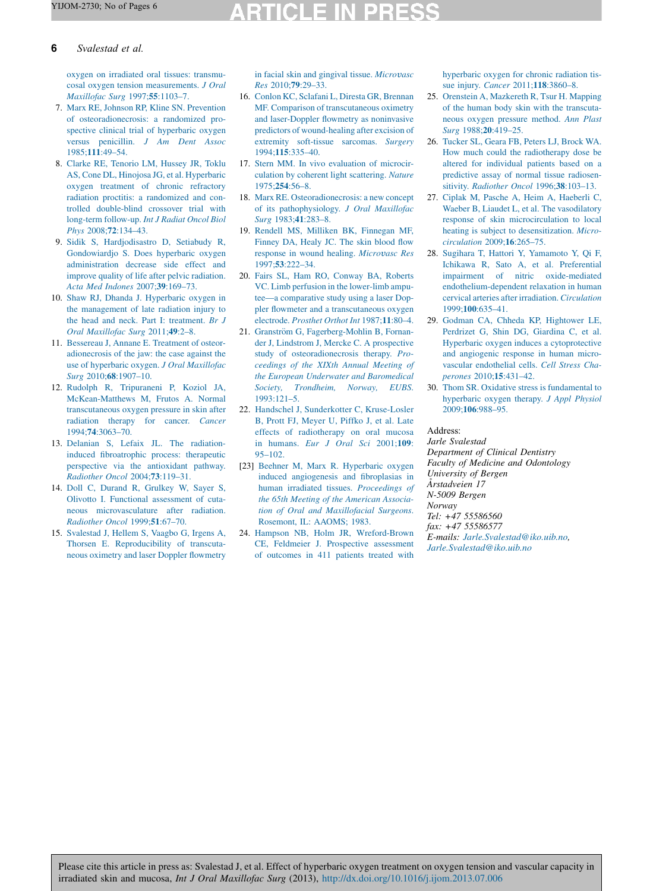oxygen on irradiated oral tissues: transmucosal oxygen tension measurements. *J Oral Maxillofac Surg* 1997;**55**:1103–7.

7. Marx RE, Johnson RP, Kline SN. Prevention of osteoradionecrosis: a randomized prospective clinical trial of hyperbaric oxygen versus penicillin. *J Am Dent Assoc* 1985;**111**:49–54.
8. Clarke RE, Tenorio LM, Hussey JR, Toklu AS, Cone DL, Hinojosa JG, et al. Hyperbaric oxygen treatment of chronic refractory radiation proctitis: a randomized and controlled double-blind crossover trial with long-term follow-up. *Int J Radiat Oncol Biol Phys* 2008;**72**:134–43.
9. Sidik S, Hardjodisastro D, Setiabudy R, Gondowiardjo S. Does hyperbaric oxygen administration decrease side effect and improve quality of life after pelvic radiation. *Acta Med Indones* 2007;**39**:169–73.
10. Shaw RJ, Dhanda J. Hyperbaric oxygen in the management of late radiation injury to the head and neck. Part I: treatment. *Br J Oral Maxillofac Surg* 2011;**49**:2–8.
11. Bessereau J, Annane E. Treatment of osteoradionecrosis of the jaw: the case against the use of hyperbaric oxygen. *J Oral Maxillofac Surg* 2010;**68**:1907–10.
12. Rudolph R, Tripuraneni P, Koziol JA, McKean-Matthews M, Frutos A. Normal transcutaneous oxygen pressure in skin after radiation therapy for cancer. *Cancer* 1994;**74**:3063–70.
13. Delanian S, Lefaix JL. The radiation-induced fibroatrophic process: therapeutic perspective via the antioxidant pathway. *Radiother Oncol* 2004;**73**:119–31.
14. Doll C, Durand R, Grulkey W, Sayer S, Olivotto I. Functional assessment of cutaneous microvasculature after radiation. *Radiother Oncol* 1999;**51**:67–70.
15. Svalestad J, Hellem S, Vaagbo G, Irgens A, Thorsen E. Reproducibility of transcutaneous oximetry and laser Doppler flowmetry in facial skin and gingival tissue. *Microvasc Res* 2010;**79**:29–33.
16. Conlon KC, Sclafani L, Diresta GR, Brennan MF. Comparison of transcutaneous oximetry and laser-Doppler flowmetry as noninvasive predictors of wound-healing after excision of extremity soft-tissue sarcomas. *Surgery* 1994;**115**:335–40.
17. Stern MM. In vivo evaluation of microcirculation by coherent light scattering. *Nature* 1975;**254**:56–8.
18. Marx RE. Osteoradionecrosis: a new concept of its pathophysiology. *J Oral Maxillofac Surg* 1983;**41**:283–8.
19. Rendell MS, Milliken BK, Finnegan MF, Finney DA, Healy JC. The skin blood flow response in wound healing. *Microvasc Res* 1997;**53**:222–34.
20. Fairs SL, Ham RO, Conway BA, Roberts VC. Limb perfusion in the lower-limb amputee—a comparative study using a laser Doppler flowmeter and a transcutaneous oxygen electrode. *Prosthet Orthot Int* 1987;**11**:80–4.
21. Granström G, Fagerberg-Mohlin B, Fornander J, Lindstrom J, Mercke C. A prospective study of osteoradionecrosis therapy. *Proceedings of the XIXth Annual Meeting of the European Underwater and Baromedical Society, Trondheim, Norway, EUBS.* 1993:121–5.
22. Handschel J, Sunderkotter C, Kruse-Losler B, Prott FJ, Meyer U, Piffko J, et al. Late effects of radiotherapy on oral mucosa in humans. *Eur J Oral Sci* 2001;**109**: 95–102.

[23] Beehner M, Marx R. Hyperbaric oxygen induced angiogenesis and fibroplasias in human irradiated tissues. *Proceedings of the 65th Meeting of the American Association of Oral and Maxillofacial Surgeons.* Rosemont, IL: AAOMS; 1983.

24. Hampson NB, Holm JR, Wreford-Brown CE, Feldmeier J. Prospective assessment of outcomes in 411 patients treated with hyperbaric oxygen for chronic radiation tissue injury. *Cancer* 2011;**118**:3860–8.
25. Orenstein A, Mazkereth R, Tsur H. Mapping of the human body skin with the transcutaneous oxygen pressure method. *Ann Plast Surg* 1988;**20**:419–25.
26. Tucker SL, Geara FB, Peters LJ, Brock WA. How much could the radiotherapy dose be altered for individual patients based on a predictive assay of normal tissue radiosensitivity. *Radiother Oncol* 1996;**38**:103–13.
27. Ciplak M, Pasche A, Heim A, Haeberli C, Waeber B, Liaudet L, et al. The vasodilatory response of skin microcirculation to local heating is subject to desensitization. *Microcirculation* 2009;**16**:265–75.
28. Sugihara T, Hattori Y, Yamamoto Y, Qi F, Ichikawa R, Sato A, et al. Preferential impairment of nitric oxide-mediated endothelium-dependent relaxation in human cervical arteries after irradiation. *Circulation* 1999;**100**:635–41.
29. Godman CA, Chheda KP, Hightower LE, Perdrizet G, Shin DG, Giardina C, et al. Hyperbaric oxygen induces a cytoprotective and angiogenic response in human microvascular endothelial cells. *Cell Stress Chaperones* 2010;**15**:431–42.
30. Thom SR. Oxidative stress is fundamental to hyperbaric oxygen therapy. *J Appl Physiol* 2009;**106**:988–95.

Address:
*Jarle Svalestad*
*Department of Clinical Dentistry*
*Faculty of Medicine and Odontology*
*University of Bergen*
*Årstadveien 17*
*N-5009 Bergen*
*Norway*
*Tel: +47 55586560*
*fax: +47 55586577*
*E-mails:* *Jarle.Svalestad@iko.uib.no*, *Jarle.Svalestad@iko.uib.no*

Please cite this article in press as: Svalestad J, et al. Effect of hyperbaric oxygen treatment on oxygen tension and vascular capacity in irradiated skin and mucosa, *Int J Oral Maxillofac Surg* (2013), http://dx.doi.org/10.1016/j.ijom.2013.07.006